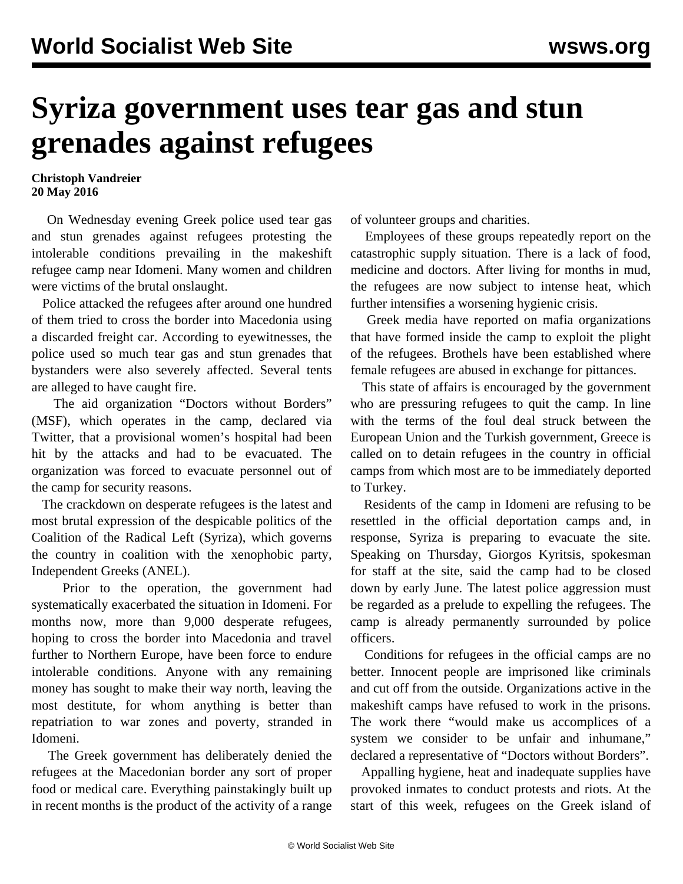# Syriza government uses tear gas and stun grenades against refugees

**Christoph Vandreier**
**20 May 2016**

On Wednesday evening Greek police used tear gas and stun grenades against refugees protesting the intolerable conditions prevailing in the makeshift refugee camp near Idomeni. Many women and children were victims of the brutal onslaught.

Police attacked the refugees after around one hundred of them tried to cross the border into Macedonia using a discarded freight car. According to eyewitnesses, the police used so much tear gas and stun grenades that bystanders were also severely affected. Several tents are alleged to have caught fire.

The aid organization "Doctors without Borders" (MSF), which operates in the camp, declared via Twitter, that a provisional women's hospital had been hit by the attacks and had to be evacuated. The organization was forced to evacuate personnel out of the camp for security reasons.

The crackdown on desperate refugees is the latest and most brutal expression of the despicable politics of the Coalition of the Radical Left (Syriza), which governs the country in coalition with the xenophobic party, Independent Greeks (ANEL).

Prior to the operation, the government had systematically exacerbated the situation in Idomeni. For months now, more than 9,000 desperate refugees, hoping to cross the border into Macedonia and travel further to Northern Europe, have been force to endure intolerable conditions. Anyone with any remaining money has sought to make their way north, leaving the most destitute, for whom anything is better than repatriation to war zones and poverty, stranded in Idomeni.

The Greek government has deliberately denied the refugees at the Macedonian border any sort of proper food or medical care. Everything painstakingly built up in recent months is the product of the activity of a range of volunteer groups and charities.

Employees of these groups repeatedly report on the catastrophic supply situation. There is a lack of food, medicine and doctors. After living for months in mud, the refugees are now subject to intense heat, which further intensifies a worsening hygienic crisis.

Greek media have reported on mafia organizations that have formed inside the camp to exploit the plight of the refugees. Brothels have been established where female refugees are abused in exchange for pittances.

This state of affairs is encouraged by the government who are pressuring refugees to quit the camp. In line with the terms of the foul deal struck between the European Union and the Turkish government, Greece is called on to detain refugees in the country in official camps from which most are to be immediately deported to Turkey.

Residents of the camp in Idomeni are refusing to be resettled in the official deportation camps and, in response, Syriza is preparing to evacuate the site. Speaking on Thursday, Giorgos Kyritsis, spokesman for staff at the site, said the camp had to be closed down by early June. The latest police aggression must be regarded as a prelude to expelling the refugees. The camp is already permanently surrounded by police officers.

Conditions for refugees in the official camps are no better. Innocent people are imprisoned like criminals and cut off from the outside. Organizations active in the makeshift camps have refused to work in the prisons. The work there "would make us accomplices of a system we consider to be unfair and inhumane," declared a representative of "Doctors without Borders".

Appalling hygiene, heat and inadequate supplies have provoked inmates to conduct protests and riots. At the start of this week, refugees on the Greek island of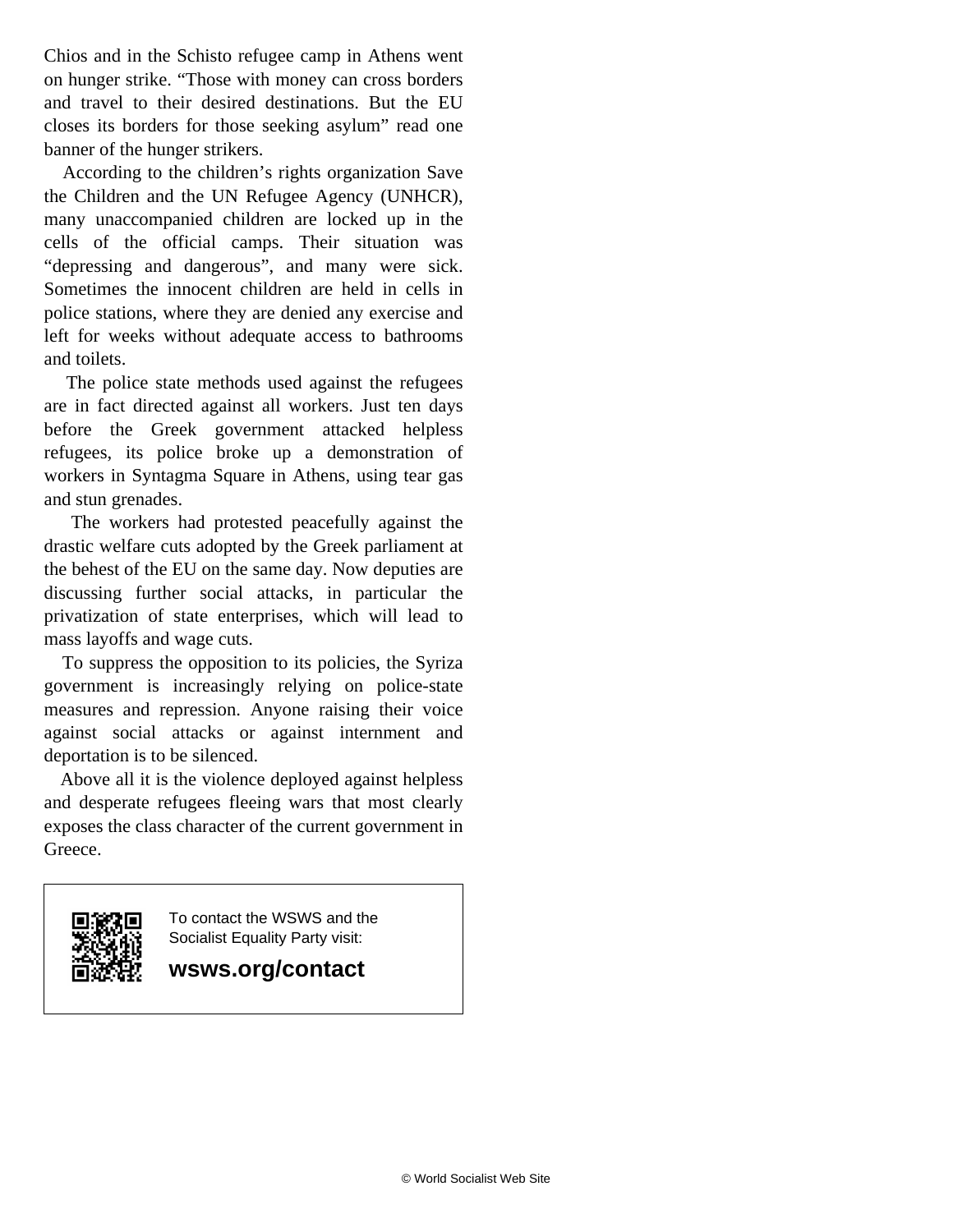Chios and in the Schisto refugee camp in Athens went on hunger strike. “Those with money can cross borders and travel to their desired destinations. But the EU closes its borders for those seeking asylum” read one banner of the hunger strikers.

According to the children’s rights organization Save the Children and the UN Refugee Agency (UNHCR), many unaccompanied children are locked up in the cells of the official camps. Their situation was “depressing and dangerous”, and many were sick. Sometimes the innocent children are held in cells in police stations, where they are denied any exercise and left for weeks without adequate access to bathrooms and toilets.

The police state methods used against the refugees are in fact directed against all workers. Just ten days before the Greek government attacked helpless refugees, its police broke up a demonstration of workers in Syntagma Square in Athens, using tear gas and stun grenades.

The workers had protested peacefully against the drastic welfare cuts adopted by the Greek parliament at the behest of the EU on the same day. Now deputies are discussing further social attacks, in particular the privatization of state enterprises, which will lead to mass layoffs and wage cuts.

To suppress the opposition to its policies, the Syriza government is increasingly relying on police-state measures and repression. Anyone raising their voice against social attacks or against internment and deportation is to be silenced.

Above all it is the violence deployed against helpless and desperate refugees fleeing wars that most clearly exposes the class character of the current government in Greece.

To contact the WSWS and the Socialist Equality Party visit:

**wsws.org/contact**